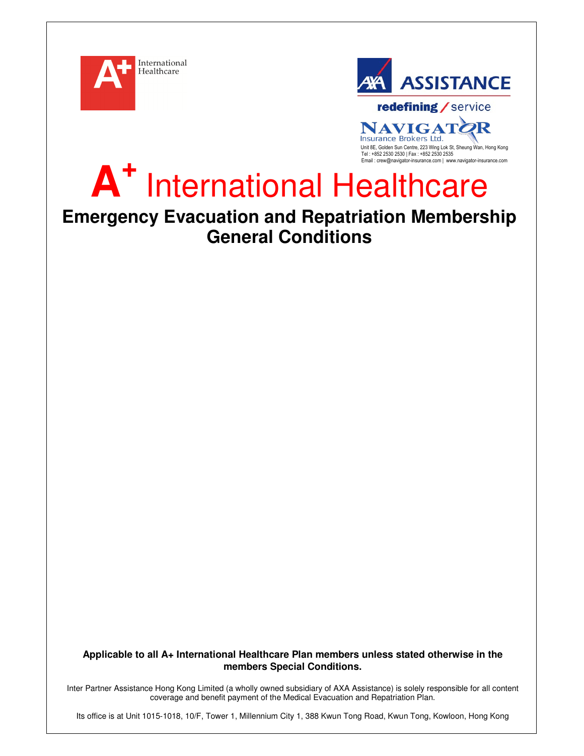A+ International Healthcare

AXA ASSISTANCE

redefining / service

NAVIGATOR Insurance Brokers Ltd.

Unit 8E, Golden Sun Centre, 223 Wing Lok St, Sheung Wan, Hong Kong
Tel : +852 2530 2530 | Fax : +852 2530 2535
Email : crew@navigator-insurance.com | www.navigator-insurance.com

# A+ International Healthcare

## Emergency Evacuation and Repatriation Membership General Conditions

**Applicable to all A+ International Healthcare Plan members unless stated otherwise in the members Special Conditions.**

Inter Partner Assistance Hong Kong Limited (a wholly owned subsidiary of AXA Assistance) is solely responsible for all content coverage and benefit payment of the Medical Evacuation and Repatriation Plan.

Its office is at Unit 1015-1018, 10/F, Tower 1, Millennium City 1, 388 Kwun Tong Road, Kwun Tong, Kowloon, Hong Kong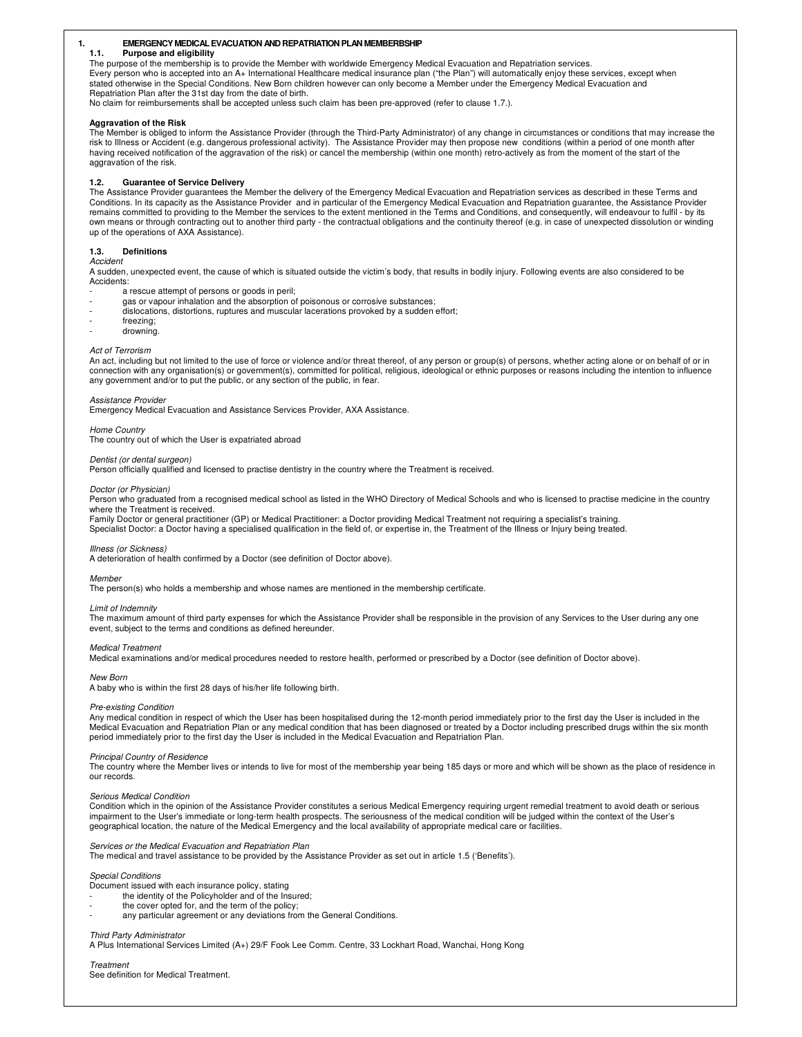# 1. EMERGENCY MEDICAL EVACUATION AND REPATRIATION PLAN MEMBERBSHIP

## 1.1. Purpose and eligibility

The purpose of the membership is to provide the Member with worldwide Emergency Medical Evacuation and Repatriation services.
Every person who is accepted into an A+ International Healthcare medical insurance plan ("the Plan") will automatically enjoy these services, except when stated otherwise in the Special Conditions. New Born children however can only become a Member under the Emergency Medical Evacuation and Repatriation Plan after the 31st day from the date of birth.
No claim for reimbursements shall be accepted unless such claim has been pre-approved (refer to clause 1.7.).

**Aggravation of the Risk**

The Member is obliged to inform the Assistance Provider (through the Third-Party Administrator) of any change in circumstances or conditions that may increase the risk to Illness or Accident (e.g. dangerous professional activity). The Assistance Provider may then propose new conditions (within a period of one month after having received notification of the aggravation of the risk) or cancel the membership (within one month) retro-actively as from the moment of the start of the aggravation of the risk.

## 1.2. Guarantee of Service Delivery

The Assistance Provider guarantees the Member the delivery of the Emergency Medical Evacuation and Repatriation services as described in these Terms and Conditions. In its capacity as the Assistance Provider and in particular of the Emergency Medical Evacuation and Repatriation guarantee, the Assistance Provider remains committed to providing to the Member the services to the extent mentioned in the Terms and Conditions, and consequently, will endeavour to fulfil - by its own means or through contracting out to another third party - the contractual obligations and the continuity thereof (e.g. in case of unexpected dissolution or winding up of the operations of AXA Assistance).

## 1.3. Definitions

*Accident*

A sudden, unexpected event, the cause of which is situated outside the victim's body, that results in bodily injury. Following events are also considered to be Accidents:

- a rescue attempt of persons or goods in peril;
- gas or vapour inhalation and the absorption of poisonous or corrosive substances;
- dislocations, distortions, ruptures and muscular lacerations provoked by a sudden effort;
- freezing;
- drowning.

*Act of Terrorism*

An act, including but not limited to the use of force or violence and/or threat thereof, of any person or group(s) of persons, whether acting alone or on behalf of or in connection with any organisation(s) or government(s), committed for political, religious, ideological or ethnic purposes or reasons including the intention to influence any government and/or to put the public, or any section of the public, in fear.

*Assistance Provider*

Emergency Medical Evacuation and Assistance Services Provider, AXA Assistance.

*Home Country*

The country out of which the User is expatriated abroad

*Dentist (or dental surgeon)*

Person officially qualified and licensed to practise dentistry in the country where the Treatment is received.

*Doctor (or Physician)*

Person who graduated from a recognised medical school as listed in the WHO Directory of Medical Schools and who is licensed to practise medicine in the country where the Treatment is received.
Family Doctor or general practitioner (GP) or Medical Practitioner: a Doctor providing Medical Treatment not requiring a specialist's training.
Specialist Doctor: a Doctor having a specialised qualification in the field of, or expertise in, the Treatment of the Illness or Injury being treated.

*Illness (or Sickness)*

A deterioration of health confirmed by a Doctor (see definition of Doctor above).

*Member*

The person(s) who holds a membership and whose names are mentioned in the membership certificate.

*Limit of Indemnity*

The maximum amount of third party expenses for which the Assistance Provider shall be responsible in the provision of any Services to the User during any one event, subject to the terms and conditions as defined hereunder.

*Medical Treatment*

Medical examinations and/or medical procedures needed to restore health, performed or prescribed by a Doctor (see definition of Doctor above).

*New Born*

A baby who is within the first 28 days of his/her life following birth.

*Pre-existing Condition*

Any medical condition in respect of which the User has been hospitalised during the 12-month period immediately prior to the first day the User is included in the Medical Evacuation and Repatriation Plan or any medical condition that has been diagnosed or treated by a Doctor including prescribed drugs within the six month period immediately prior to the first day the User is included in the Medical Evacuation and Repatriation Plan.

*Principal Country of Residence*

The country where the Member lives or intends to live for most of the membership year being 185 days or more and which will be shown as the place of residence in our records.

*Serious Medical Condition*

Condition which in the opinion of the Assistance Provider constitutes a serious Medical Emergency requiring urgent remedial treatment to avoid death or serious impairment to the User's immediate or long-term health prospects. The seriousness of the medical condition will be judged within the context of the User's geographical location, the nature of the Medical Emergency and the local availability of appropriate medical care or facilities.

*Services or the Medical Evacuation and Repatriation Plan*

The medical and travel assistance to be provided by the Assistance Provider as set out in article 1.5 ('Benefits').

*Special Conditions*

Document issued with each insurance policy, stating

- the identity of the Policyholder and of the Insured;
- the cover opted for, and the term of the policy;
- any particular agreement or any deviations from the General Conditions.

*Third Party Administrator*

A Plus International Services Limited (A+) 29/F Fook Lee Comm. Centre, 33 Lockhart Road, Wanchai, Hong Kong

*Treatment*

See definition for Medical Treatment.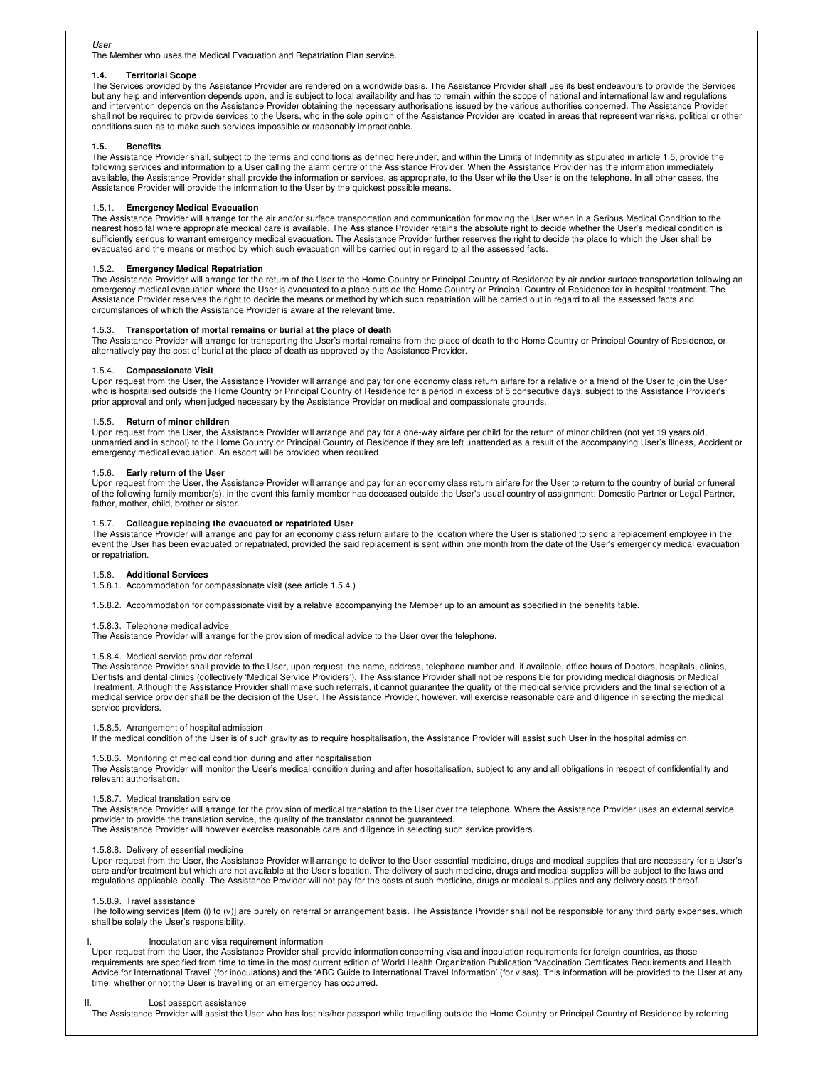*User*

The Member who uses the Medical Evacuation and Repatriation Plan service.

#### 1.4. Territorial Scope

The Services provided by the Assistance Provider are rendered on a worldwide basis. The Assistance Provider shall use its best endeavours to provide the Services but any help and intervention depends upon, and is subject to local availability and has to remain within the scope of national and international law and regulations and intervention depends on the Assistance Provider obtaining the necessary authorisations issued by the various authorities concerned. The Assistance Provider shall not be required to provide services to the Users, who in the sole opinion of the Assistance Provider are located in areas that represent war risks, political or other conditions such as to make such services impossible or reasonably impracticable.

#### 1.5. Benefits

The Assistance Provider shall, subject to the terms and conditions as defined hereunder, and within the Limits of Indemnity as stipulated in article 1.5, provide the following services and information to a User calling the alarm centre of the Assistance Provider. When the Assistance Provider has the information immediately available, the Assistance Provider shall provide the information or services, as appropriate, to the User while the User is on the telephone. In all other cases, the Assistance Provider will provide the information to the User by the quickest possible means.

##### 1.5.1. Emergency Medical Evacuation

The Assistance Provider will arrange for the air and/or surface transportation and communication for moving the User when in a Serious Medical Condition to the nearest hospital where appropriate medical care is available. The Assistance Provider retains the absolute right to decide whether the User's medical condition is sufficiently serious to warrant emergency medical evacuation. The Assistance Provider further reserves the right to decide the place to which the User shall be evacuated and the means or method by which such evacuation will be carried out in regard to all the assessed facts.

##### 1.5.2. Emergency Medical Repatriation

The Assistance Provider will arrange for the return of the User to the Home Country or Principal Country of Residence by air and/or surface transportation following an emergency medical evacuation where the User is evacuated to a place outside the Home Country or Principal Country of Residence for in-hospital treatment. The Assistance Provider reserves the right to decide the means or method by which such repatriation will be carried out in regard to all the assessed facts and circumstances of which the Assistance Provider is aware at the relevant time.

##### 1.5.3. Transportation of mortal remains or burial at the place of death

The Assistance Provider will arrange for transporting the User's mortal remains from the place of death to the Home Country or Principal Country of Residence, or alternatively pay the cost of burial at the place of death as approved by the Assistance Provider.

##### 1.5.4. Compassionate Visit

Upon request from the User, the Assistance Provider will arrange and pay for one economy class return airfare for a relative or a friend of the User to join the User who is hospitalised outside the Home Country or Principal Country of Residence for a period in excess of 5 consecutive days, subject to the Assistance Provider's prior approval and only when judged necessary by the Assistance Provider on medical and compassionate grounds.

##### 1.5.5. Return of minor children

Upon request from the User, the Assistance Provider will arrange and pay for a one-way airfare per child for the return of minor children (not yet 19 years old, unmarried and in school) to the Home Country or Principal Country of Residence if they are left unattended as a result of the accompanying User's Illness, Accident or emergency medical evacuation. An escort will be provided when required.

##### 1.5.6. Early return of the User

Upon request from the User, the Assistance Provider will arrange and pay for an economy class return airfare for the User to return to the country of burial or funeral of the following family member(s), in the event this family member has deceased outside the User's usual country of assignment: Domestic Partner or Legal Partner, father, mother, child, brother or sister.

##### 1.5.7. Colleague replacing the evacuated or repatriated User

The Assistance Provider will arrange and pay for an economy class return airfare to the location where the User is stationed to send a replacement employee in the event the User has been evacuated or repatriated, provided the said replacement is sent within one month from the date of the User's emergency medical evacuation or repatriation.

##### 1.5.8. Additional Services

1.5.8.1. Accommodation for compassionate visit (see article 1.5.4.)

1.5.8.2. Accommodation for compassionate visit by a relative accompanying the Member up to an amount as specified in the benefits table.

1.5.8.3. Telephone medical advice

The Assistance Provider will arrange for the provision of medical advice to the User over the telephone.

1.5.8.4. Medical service provider referral

The Assistance Provider shall provide to the User, upon request, the name, address, telephone number and, if available, office hours of Doctors, hospitals, clinics, Dentists and dental clinics (collectively 'Medical Service Providers'). The Assistance Provider shall not be responsible for providing medical diagnosis or Medical Treatment. Although the Assistance Provider shall make such referrals, it cannot guarantee the quality of the medical service providers and the final selection of a medical service provider shall be the decision of the User. The Assistance Provider, however, will exercise reasonable care and diligence in selecting the medical service providers.

1.5.8.5. Arrangement of hospital admission

If the medical condition of the User is of such gravity as to require hospitalisation, the Assistance Provider will assist such User in the hospital admission.

1.5.8.6. Monitoring of medical condition during and after hospitalisation

The Assistance Provider will monitor the User's medical condition during and after hospitalisation, subject to any and all obligations in respect of confidentiality and relevant authorisation.

1.5.8.7. Medical translation service

The Assistance Provider will arrange for the provision of medical translation to the User over the telephone. Where the Assistance Provider uses an external service provider to provide the translation service, the quality of the translator cannot be guaranteed.
The Assistance Provider will however exercise reasonable care and diligence in selecting such service providers.

1.5.8.8. Delivery of essential medicine

Upon request from the User, the Assistance Provider will arrange to deliver to the User essential medicine, drugs and medical supplies that are necessary for a User's care and/or treatment but which are not available at the User's location. The delivery of such medicine, drugs and medical supplies will be subject to the laws and regulations applicable locally. The Assistance Provider will not pay for the costs of such medicine, drugs or medical supplies and any delivery costs thereof.

1.5.8.9. Travel assistance

The following services [item (i) to (v)] are purely on referral or arrangement basis. The Assistance Provider shall not be responsible for any third party expenses, which shall be solely the User's responsibility.

I. Inoculation and visa requirement information

Upon request from the User, the Assistance Provider shall provide information concerning visa and inoculation requirements for foreign countries, as those requirements are specified from time to time in the most current edition of World Health Organization Publication 'Vaccination Certificates Requirements and Health Advice for International Travel' (for inoculations) and the 'ABC Guide to International Travel Information' (for visas). This information will be provided to the User at any time, whether or not the User is travelling or an emergency has occurred.

II. Lost passport assistance

The Assistance Provider will assist the User who has lost his/her passport while travelling outside the Home Country or Principal Country of Residence by referring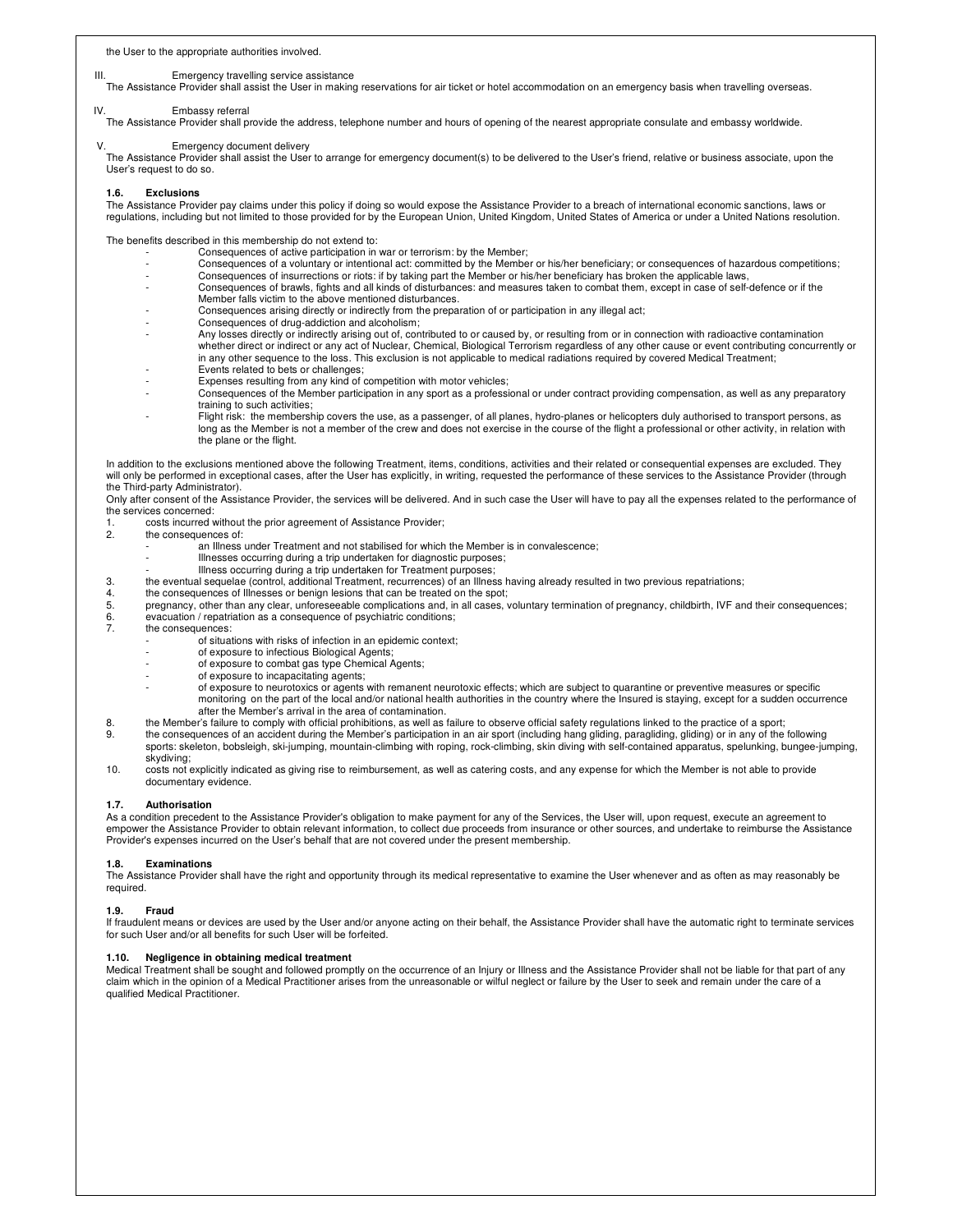the User to the appropriate authorities involved.

III. Emergency travelling service assistance

The Assistance Provider shall assist the User in making reservations for air ticket or hotel accommodation on an emergency basis when travelling overseas.

IV. Embassy referral

The Assistance Provider shall provide the address, telephone number and hours of opening of the nearest appropriate consulate and embassy worldwide.

V. Emergency document delivery

The Assistance Provider shall assist the User to arrange for emergency document(s) to be delivered to the User's friend, relative or business associate, upon the User's request to do so.

### 1.6. Exclusions

The Assistance Provider pay claims under this policy if doing so would expose the Assistance Provider to a breach of international economic sanctions, laws or regulations, including but not limited to those provided for by the European Union, United Kingdom, United States of America or under a United Nations resolution.

The benefits described in this membership do not extend to:

- Consequences of active participation in war or terrorism: by the Member;
- Consequences of a voluntary or intentional act: committed by the Member or his/her beneficiary; or consequences of hazardous competitions;
- Consequences of insurrections or riots: if by taking part the Member or his/her beneficiary has broken the applicable laws,
- Consequences of brawls, fights and all kinds of disturbances: and measures taken to combat them, except in case of self-defence or if the Member falls victim to the above mentioned disturbances.
- Consequences arising directly or indirectly from the preparation of or participation in any illegal act;
- Consequences of drug-addiction and alcoholism;
- Any losses directly or indirectly arising out of, contributed to or caused by, or resulting from or in connection with radioactive contamination whether direct or indirect or any act of Nuclear, Chemical, Biological Terrorism regardless of any other cause or event contributing concurrently or in any other sequence to the loss. This exclusion is not applicable to medical radiations required by covered Medical Treatment;
- Events related to bets or challenges;
- Expenses resulting from any kind of competition with motor vehicles;
- Consequences of the Member participation in any sport as a professional or under contract providing compensation, as well as any preparatory training to such activities;
- Flight risk: the membership covers the use, as a passenger, of all planes, hydro-planes or helicopters duly authorised to transport persons, as long as the Member is not a member of the crew and does not exercise in the course of the flight a professional or other activity, in relation with the plane or the flight.

In addition to the exclusions mentioned above the following Treatment, items, conditions, activities and their related or consequential expenses are excluded. They will only be performed in exceptional cases, after the User has explicitly, in writing, requested the performance of these services to the Assistance Provider (through the Third-party Administrator).

Only after consent of the Assistance Provider, the services will be delivered. And in such case the User will have to pay all the expenses related to the performance of the services concerned:

1. costs incurred without the prior agreement of Assistance Provider;
2. the consequences of:
   - an Illness under Treatment and not stabilised for which the Member is in convalescence;
   - Illnesses occurring during a trip undertaken for diagnostic purposes;
   - Illness occurring during a trip undertaken for Treatment purposes;
3. the eventual sequelae (control, additional Treatment, recurrences) of an Illness having already resulted in two previous repatriations;
4. the consequences of Illnesses or benign lesions that can be treated on the spot;
5. pregnancy, other than any clear, unforeseeable complications and, in all cases, voluntary termination of pregnancy, childbirth, IVF and their consequences;
6. evacuation / repatriation as a consequence of psychiatric conditions;
7. the consequences:
   - of situations with risks of infection in an epidemic context;
   - of exposure to infectious Biological Agents;
   - of exposure to combat gas type Chemical Agents;
   - of exposure to incapacitating agents;
   - of exposure to neurotoxics or agents with remanent neurotoxic effects; which are subject to quarantine or preventive measures or specific monitoring on the part of the local and/or national health authorities in the country where the Insured is staying, except for a sudden occurrence after the Member's arrival in the area of contamination.
8. the Member's failure to comply with official prohibitions, as well as failure to observe official safety regulations linked to the practice of a sport;
9. the consequences of an accident during the Member's participation in an air sport (including hang gliding, paragliding, gliding) or in any of the following sports: skeleton, bobsleigh, ski-jumping, mountain-climbing with roping, rock-climbing, skin diving with self-contained apparatus, spelunking, bungee-jumping, skydiving;
10. costs not explicitly indicated as giving rise to reimbursement, as well as catering costs, and any expense for which the Member is not able to provide documentary evidence.

### 1.7. Authorisation

As a condition precedent to the Assistance Provider's obligation to make payment for any of the Services, the User will, upon request, execute an agreement to empower the Assistance Provider to obtain relevant information, to collect due proceeds from insurance or other sources, and undertake to reimburse the Assistance Provider's expenses incurred on the User's behalf that are not covered under the present membership.

### 1.8. Examinations

The Assistance Provider shall have the right and opportunity through its medical representative to examine the User whenever and as often as may reasonably be required.

### 1.9. Fraud

If fraudulent means or devices are used by the User and/or anyone acting on their behalf, the Assistance Provider shall have the automatic right to terminate services for such User and/or all benefits for such User will be forfeited.

### 1.10. Negligence in obtaining medical treatment

Medical Treatment shall be sought and followed promptly on the occurrence of an Injury or Illness and the Assistance Provider shall not be liable for that part of any claim which in the opinion of a Medical Practitioner arises from the unreasonable or wilful neglect or failure by the User to seek and remain under the care of a qualified Medical Practitioner.